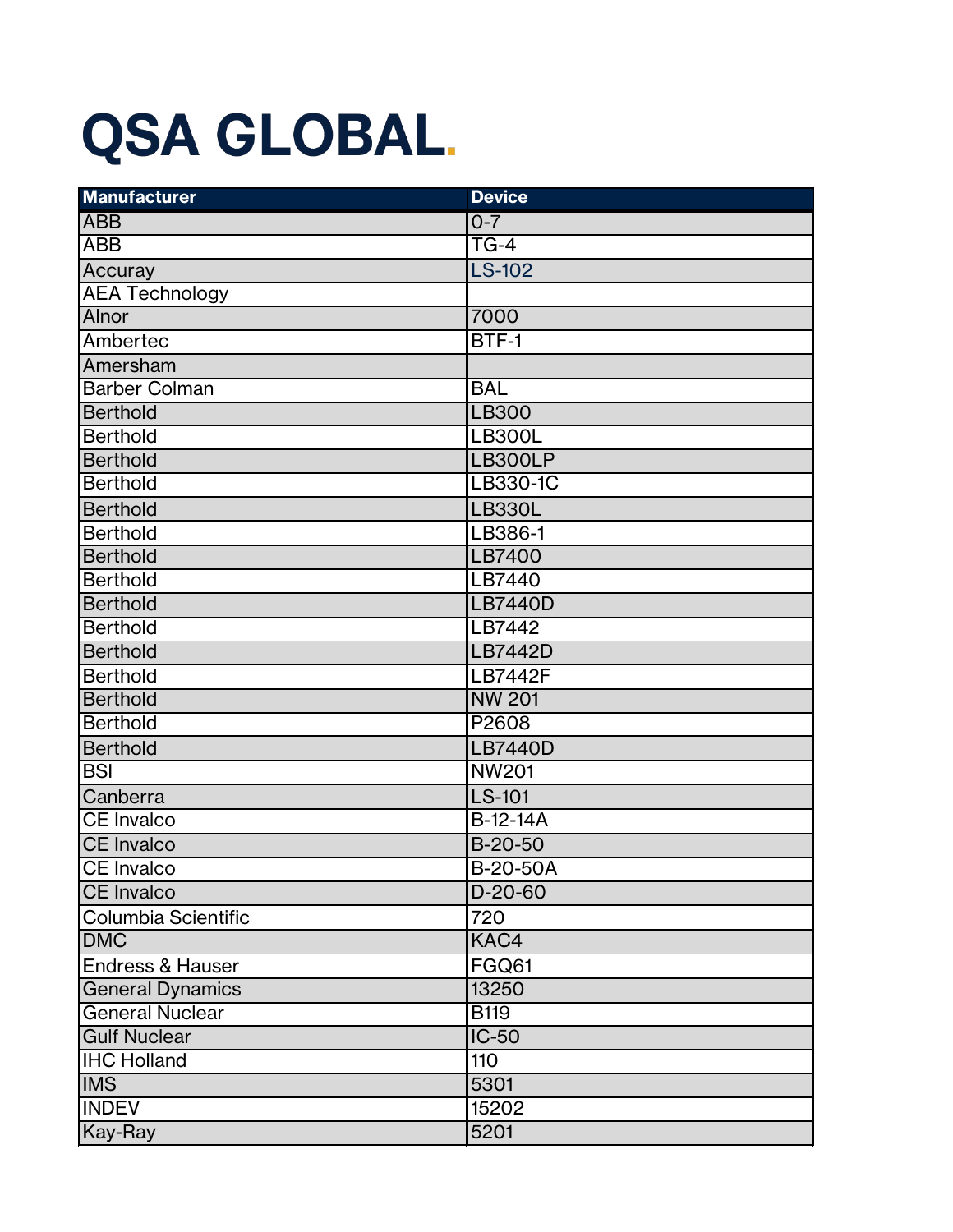# QSA GLOBAL.

| Manufacturer | Device |
|---|---|
| ABB | 0-7 |
| ABB | TG-4 |
| Accuray | LS-102 |
| AEA Technology | |
| Alnor | 7000 |
| Ambertec | BTF-1 |
| Amersham | |
| Barber Colman | BAL |
| Berthold | LB300 |
| Berthold | LB300L |
| Berthold | LB300LP |
| Berthold | LB330-1C |
| Berthold | LB330L |
| Berthold | LB386-1 |
| Berthold | LB7400 |
| Berthold | LB7440 |
| Berthold | LB7440D |
| Berthold | LB7442 |
| Berthold | LB7442D |
| Berthold | LB7442F |
| Berthold | NW 201 |
| Berthold | P2608 |
| Berthold | LB7440D |
| BSI | NW201 |
| Canberra | LS-101 |
| CE Invalco | B-12-14A |
| CE Invalco | B-20-50 |
| CE Invalco | B-20-50A |
| CE Invalco | D-20-60 |
| Columbia Scientific | 720 |
| DMC | KAC4 |
| Endress & Hauser | FGQ61 |
| General Dynamics | 13250 |
| General Nuclear | B119 |
| Gulf Nuclear | IC-50 |
| IHC Holland | 110 |
| IMS | 5301 |
| INDEV | 15202 |
| Kay-Ray | 5201 |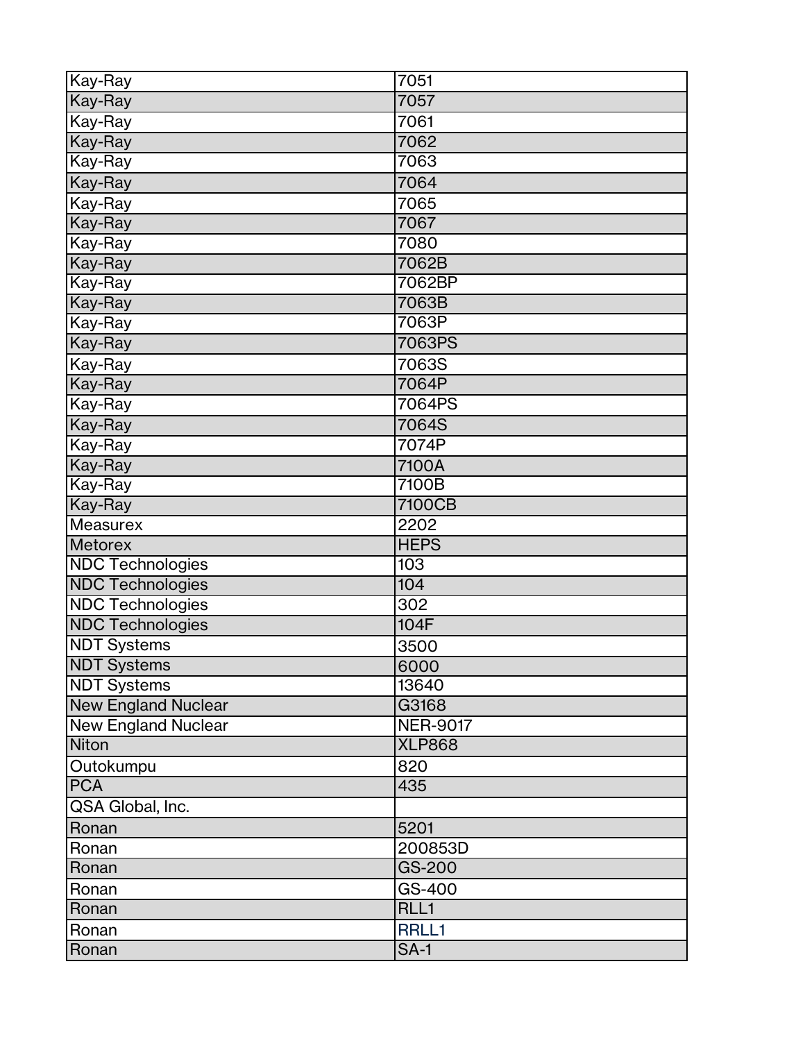| | |
|---|---|
| Kay-Ray | 7051 |
| Kay-Ray | 7057 |
| Kay-Ray | 7061 |
| Kay-Ray | 7062 |
| Kay-Ray | 7063 |
| Kay-Ray | 7064 |
| Kay-Ray | 7065 |
| Kay-Ray | 7067 |
| Kay-Ray | 7080 |
| Kay-Ray | 7062B |
| Kay-Ray | 7062BP |
| Kay-Ray | 7063B |
| Kay-Ray | 7063P |
| Kay-Ray | 7063PS |
| Kay-Ray | 7063S |
| Kay-Ray | 7064P |
| Kay-Ray | 7064PS |
| Kay-Ray | 7064S |
| Kay-Ray | 7074P |
| Kay-Ray | 7100A |
| Kay-Ray | 7100B |
| Kay-Ray | 7100CB |
| Measurex | 2202 |
| Metorex | HEPS |
| NDC Technologies | 103 |
| NDC Technologies | 104 |
| NDC Technologies | 302 |
| NDC Technologies | 104F |
| NDT Systems | 3500 |
| NDT Systems | 6000 |
| NDT Systems | 13640 |
| New England Nuclear | G3168 |
| New England Nuclear | NER-9017 |
| Niton | XLP868 |
| Outokumpu | 820 |
| PCA | 435 |
| QSA Global, Inc. | |
| Ronan | 5201 |
| Ronan | 200853D |
| Ronan | GS-200 |
| Ronan | GS-400 |
| Ronan | RLL1 |
| Ronan | RRLL1 |
| Ronan | SA-1 |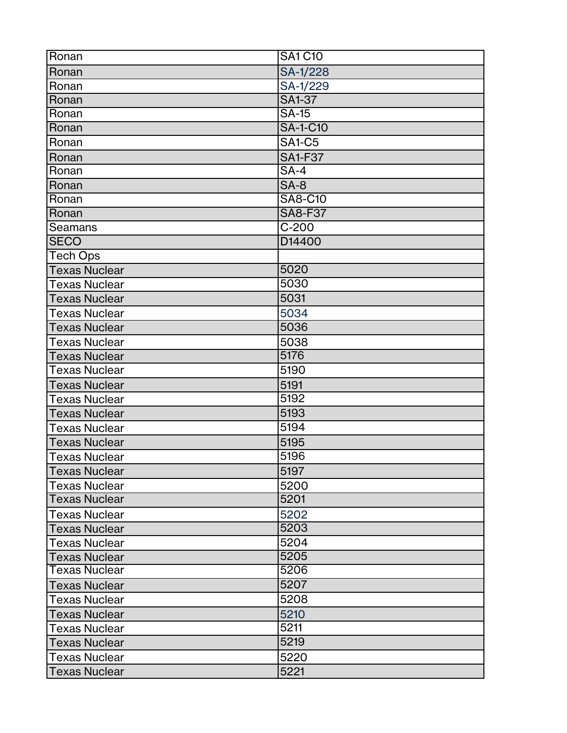| Ronan | SA1 C10 |
|---|---|
| Ronan | SA-1/228 |
| Ronan | SA-1/229 |
| Ronan | SA1-37 |
| Ronan | SA-15 |
| Ronan | SA-1-C10 |
| Ronan | SA1-C5 |
| Ronan | SA1-F37 |
| Ronan | SA-4 |
| Ronan | SA-8 |
| Ronan | SA8-C10 |
| Ronan | SA8-F37 |
| Seamans | C-200 |
| SECO | D14400 |
| Tech Ops | |
| Texas Nuclear | 5020 |
| Texas Nuclear | 5030 |
| Texas Nuclear | 5031 |
| Texas Nuclear | 5034 |
| Texas Nuclear | 5036 |
| Texas Nuclear | 5038 |
| Texas Nuclear | 5176 |
| Texas Nuclear | 5190 |
| Texas Nuclear | 5191 |
| Texas Nuclear | 5192 |
| Texas Nuclear | 5193 |
| Texas Nuclear | 5194 |
| Texas Nuclear | 5195 |
| Texas Nuclear | 5196 |
| Texas Nuclear | 5197 |
| Texas Nuclear | 5200 |
| Texas Nuclear | 5201 |
| Texas Nuclear | 5202 |
| Texas Nuclear | 5203 |
| Texas Nuclear | 5204 |
| Texas Nuclear | 5205 |
| Texas Nuclear | 5206 |
| Texas Nuclear | 5207 |
| Texas Nuclear | 5208 |
| Texas Nuclear | 5210 |
| Texas Nuclear | 5211 |
| Texas Nuclear | 5219 |
| Texas Nuclear | 5220 |
| Texas Nuclear | 5221 |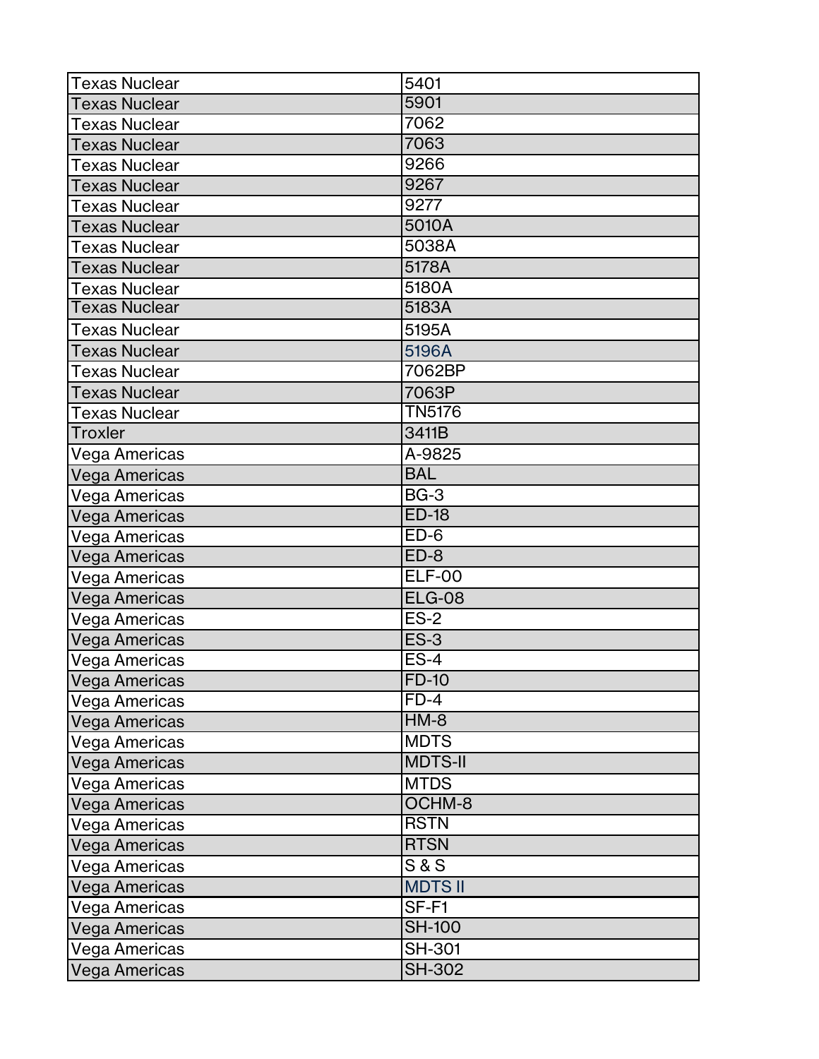| | |
|---|---|
| Texas Nuclear | 5401 |
| Texas Nuclear | 5901 |
| Texas Nuclear | 7062 |
| Texas Nuclear | 7063 |
| Texas Nuclear | 9266 |
| Texas Nuclear | 9267 |
| Texas Nuclear | 9277 |
| Texas Nuclear | 5010A |
| Texas Nuclear | 5038A |
| Texas Nuclear | 5178A |
| Texas Nuclear | 5180A |
| Texas Nuclear | 5183A |
| Texas Nuclear | 5195A |
| Texas Nuclear | 5196A |
| Texas Nuclear | 7062BP |
| Texas Nuclear | 7063P |
| Texas Nuclear | TN5176 |
| Troxler | 3411B |
| Vega Americas | A-9825 |
| Vega Americas | BAL |
| Vega Americas | BG-3 |
| Vega Americas | ED-18 |
| Vega Americas | ED-6 |
| Vega Americas | ED-8 |
| Vega Americas | ELF-00 |
| Vega Americas | ELG-08 |
| Vega Americas | ES-2 |
| Vega Americas | ES-3 |
| Vega Americas | ES-4 |
| Vega Americas | FD-10 |
| Vega Americas | FD-4 |
| Vega Americas | HM-8 |
| Vega Americas | MDTS |
| Vega Americas | MDTS-II |
| Vega Americas | MTDS |
| Vega Americas | OCHM-8 |
| Vega Americas | RSTN |
| Vega Americas | RTSN |
| Vega Americas | S & S |
| Vega Americas | MDTS II |
| Vega Americas | SF-F1 |
| Vega Americas | SH-100 |
| Vega Americas | SH-301 |
| Vega Americas | SH-302 |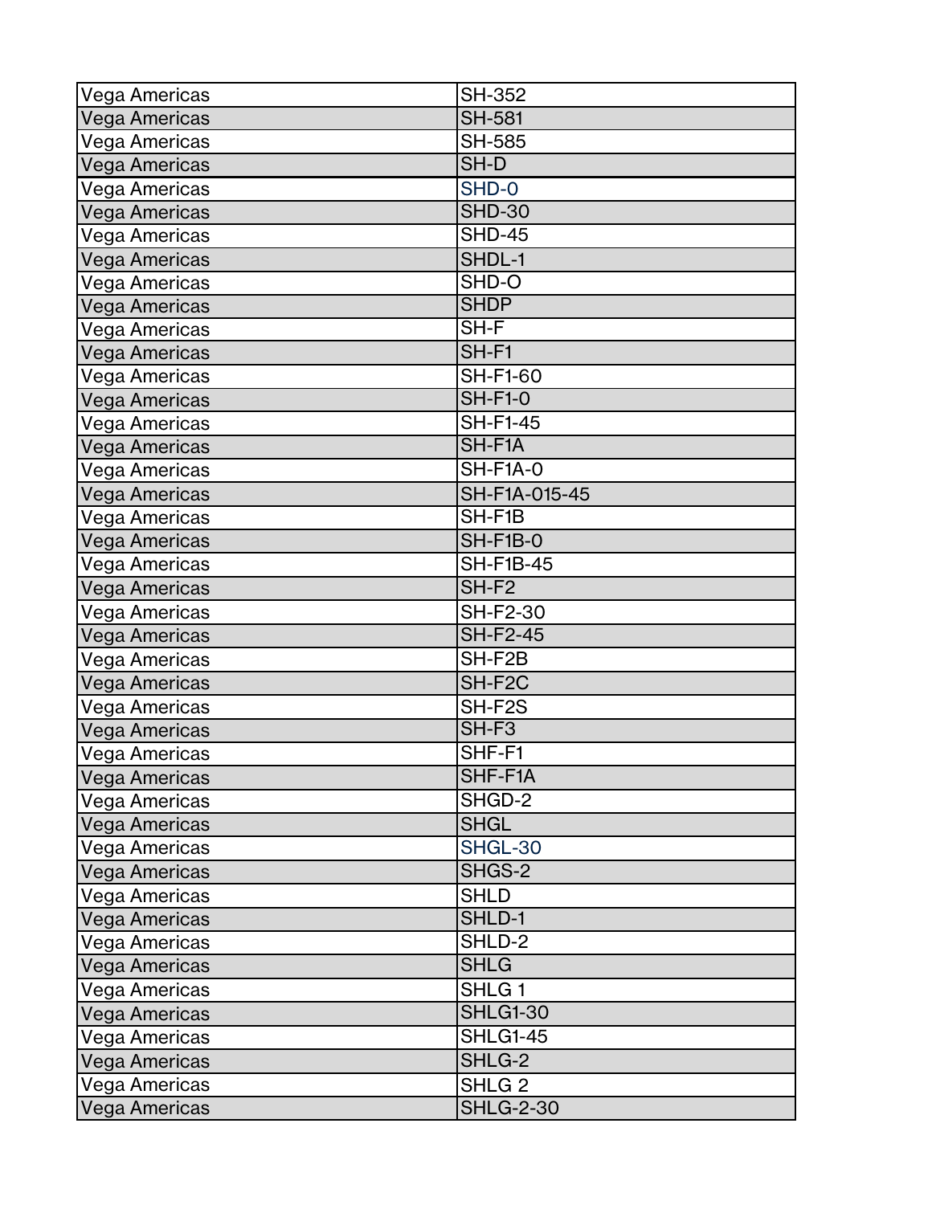| Vega Americas | SH-352 |
|---|---|
| Vega Americas | SH-581 |
| Vega Americas | SH-585 |
| Vega Americas | SH-D |
| Vega Americas | SHD-0 |
| Vega Americas | SHD-30 |
| Vega Americas | SHD-45 |
| Vega Americas | SHDL-1 |
| Vega Americas | SHD-O |
| Vega Americas | SHDP |
| Vega Americas | SH-F |
| Vega Americas | SH-F1 |
| Vega Americas | SH-F1-60 |
| Vega Americas | SH-F1-0 |
| Vega Americas | SH-F1-45 |
| Vega Americas | SH-F1A |
| Vega Americas | SH-F1A-0 |
| Vega Americas | SH-F1A-015-45 |
| Vega Americas | SH-F1B |
| Vega Americas | SH-F1B-0 |
| Vega Americas | SH-F1B-45 |
| Vega Americas | SH-F2 |
| Vega Americas | SH-F2-30 |
| Vega Americas | SH-F2-45 |
| Vega Americas | SH-F2B |
| Vega Americas | SH-F2C |
| Vega Americas | SH-F2S |
| Vega Americas | SH-F3 |
| Vega Americas | SHF-F1 |
| Vega Americas | SHF-F1A |
| Vega Americas | SHGD-2 |
| Vega Americas | SHGL |
| Vega Americas | SHGL-30 |
| Vega Americas | SHGS-2 |
| Vega Americas | SHLD |
| Vega Americas | SHLD-1 |
| Vega Americas | SHLD-2 |
| Vega Americas | SHLG |
| Vega Americas | SHLG 1 |
| Vega Americas | SHLG1-30 |
| Vega Americas | SHLG1-45 |
| Vega Americas | SHLG-2 |
| Vega Americas | SHLG 2 |
| Vega Americas | SHLG-2-30 |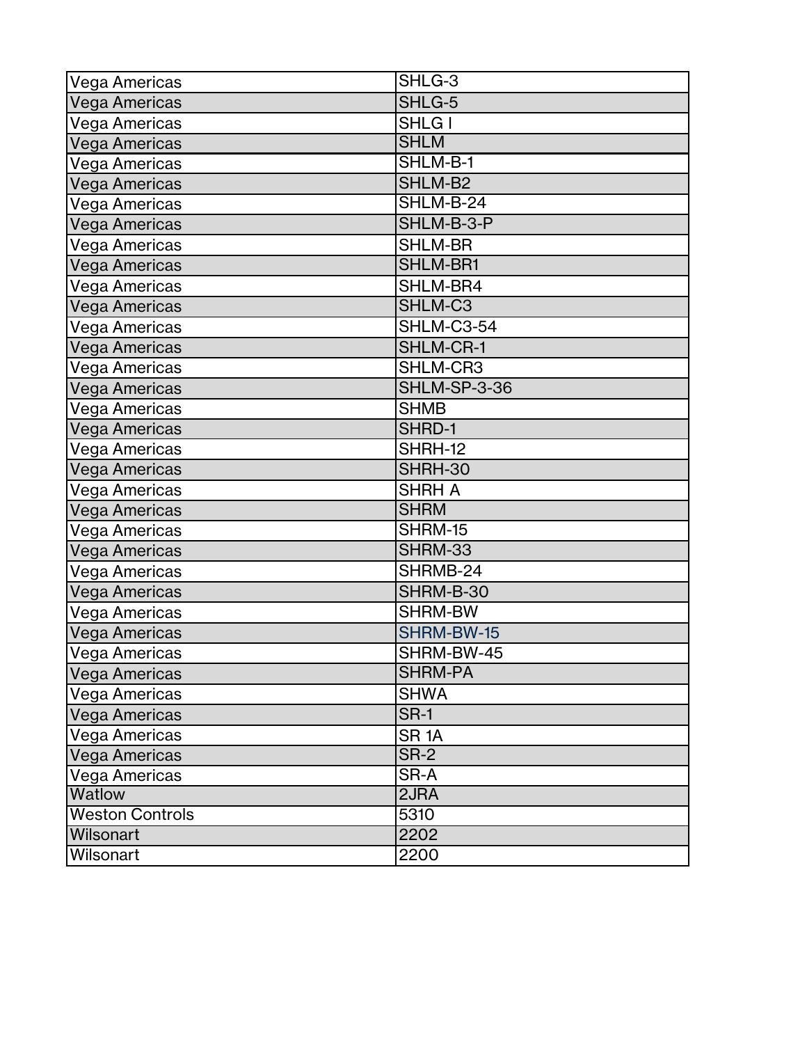| | |
|---|---|
| Vega Americas | SHLG-3 |
| Vega Americas | SHLG-5 |
| Vega Americas | SHLG I |
| Vega Americas | SHLM |
| Vega Americas | SHLM-B-1 |
| Vega Americas | SHLM-B2 |
| Vega Americas | SHLM-B-24 |
| Vega Americas | SHLM-B-3-P |
| Vega Americas | SHLM-BR |
| Vega Americas | SHLM-BR1 |
| Vega Americas | SHLM-BR4 |
| Vega Americas | SHLM-C3 |
| Vega Americas | SHLM-C3-54 |
| Vega Americas | SHLM-CR-1 |
| Vega Americas | SHLM-CR3 |
| Vega Americas | SHLM-SP-3-36 |
| Vega Americas | SHMB |
| Vega Americas | SHRD-1 |
| Vega Americas | SHRH-12 |
| Vega Americas | SHRH-30 |
| Vega Americas | SHRH A |
| Vega Americas | SHRM |
| Vega Americas | SHRM-15 |
| Vega Americas | SHRM-33 |
| Vega Americas | SHRMB-24 |
| Vega Americas | SHRM-B-30 |
| Vega Americas | SHRM-BW |
| Vega Americas | SHRM-BW-15 |
| Vega Americas | SHRM-BW-45 |
| Vega Americas | SHRM-PA |
| Vega Americas | SHWA |
| Vega Americas | SR-1 |
| Vega Americas | SR 1A |
| Vega Americas | SR-2 |
| Vega Americas | SR-A |
| Watlow | 2JRA |
| Weston Controls | 5310 |
| Wilsonart | 2202 |
| Wilsonart | 2200 |